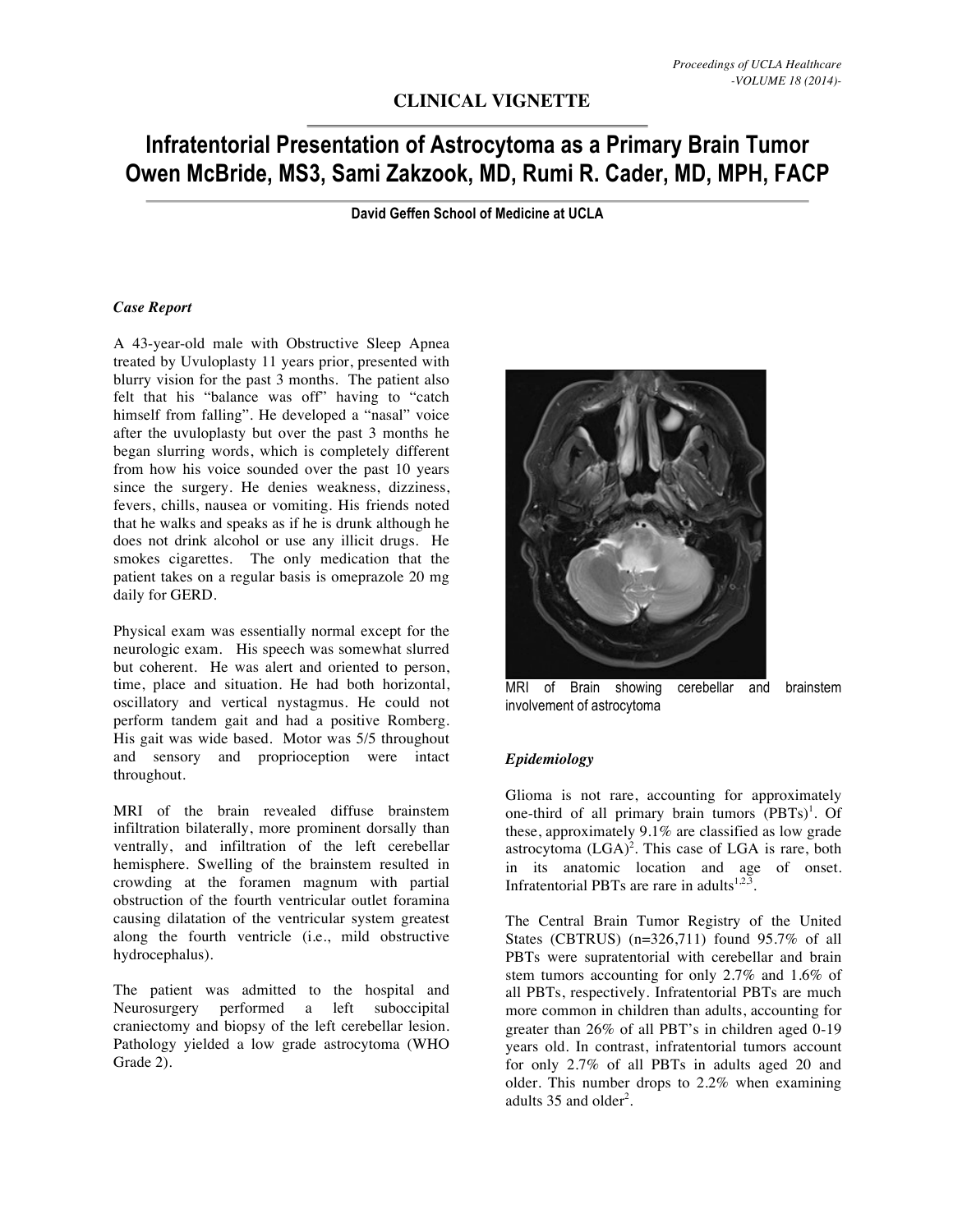**CLINICAL VIGNETTE**

# Infratentorial Presentation of Astrocytoma as a Primary Brain Tumor

**Owen McBride, MS3, Sami Zakzook, MD, Rumi R. Cader, MD, MPH, FACP**

**David Geffen School of Medicine at UCLA**

### *Case Report*

A 43-year-old male with Obstructive Sleep Apnea treated by Uvuloplasty 11 years prior, presented with blurry vision for the past 3 months. The patient also felt that his "balance was off" having to "catch himself from falling". He developed a "nasal" voice after the uvuloplasty but over the past 3 months he began slurring words, which is completely different from how his voice sounded over the past 10 years since the surgery. He denies weakness, dizziness, fevers, chills, nausea or vomiting. His friends noted that he walks and speaks as if he is drunk although he does not drink alcohol or use any illicit drugs. He smokes cigarettes. The only medication that the patient takes on a regular basis is omeprazole 20 mg daily for GERD.

Physical exam was essentially normal except for the neurologic exam. His speech was somewhat slurred but coherent. He was alert and oriented to person, time, place and situation. He had both horizontal, oscillatory and vertical nystagmus. He could not perform tandem gait and had a positive Romberg. His gait was wide based. Motor was 5/5 throughout and sensory and proprioception were intact throughout.

MRI of the brain revealed diffuse brainstem infiltration bilaterally, more prominent dorsally than ventrally, and infiltration of the left cerebellar hemisphere. Swelling of the brainstem resulted in crowding at the foramen magnum with partial obstruction of the fourth ventricular outlet foramina causing dilatation of the ventricular system greatest along the fourth ventricle (i.e., mild obstructive hydrocephalus).

The patient was admitted to the hospital and Neurosurgery performed a left suboccipital craniectomy and biopsy of the left cerebellar lesion. Pathology yielded a low grade astrocytoma (WHO Grade 2).

MRI of Brain showing cerebellar and brainstem involvement of astrocytoma

### *Epidemiology*

Glioma is not rare, accounting for approximately one-third of all primary brain tumors (PBTs)[1]. Of these, approximately 9.1% are classified as low grade astrocytoma (LGA)[2]. This case of LGA is rare, both in its anatomic location and age of onset. Infratentorial PBTs are rare in adults[1,2,3].

The Central Brain Tumor Registry of the United States (CBTRUS) (n=326,711) found 95.7% of all PBTs were supratentorial with cerebellar and brain stem tumors accounting for only 2.7% and 1.6% of all PBTs, respectively. Infratentorial PBTs are much more common in children than adults, accounting for greater than 26% of all PBT's in children aged 0-19 years old. In contrast, infratentorial tumors account for only 2.7% of all PBTs in adults aged 20 and older. This number drops to 2.2% when examining adults 35 and older[2].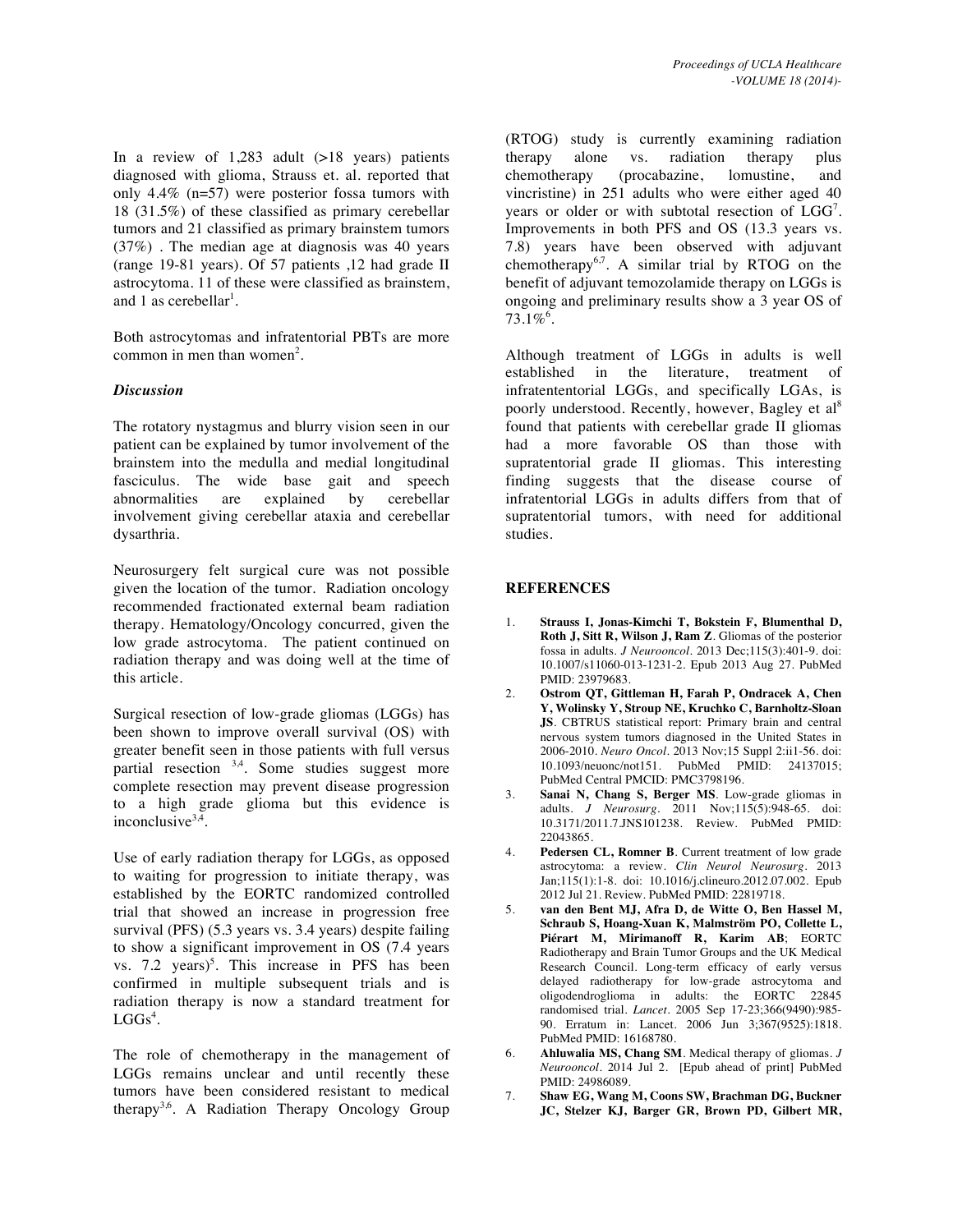In a review of 1,283 adult (>18 years) patients diagnosed with glioma, Strauss et. al. reported that only 4.4% (n=57) were posterior fossa tumors with 18 (31.5%) of these classified as primary cerebellar tumors and 21 classified as primary brainstem tumors (37%) . The median age at diagnosis was 40 years (range 19-81 years). Of 57 patients ,12 had grade II astrocytoma. 11 of these were classified as brainstem, and 1 as cerebellar[1].

Both astrocytomas and infratentorial PBTs are more common in men than women[2].

### *Discussion*

The rotatory nystagmus and blurry vision seen in our patient can be explained by tumor involvement of the brainstem into the medulla and medial longitudinal fasciculus. The wide base gait and speech abnormalities are explained by cerebellar involvement giving cerebellar ataxia and cerebellar dysarthria.

Neurosurgery felt surgical cure was not possible given the location of the tumor. Radiation oncology recommended fractionated external beam radiation therapy. Hematology/Oncology concurred, given the low grade astrocytoma. The patient continued on radiation therapy and was doing well at the time of this article.

Surgical resection of low-grade gliomas (LGGs) has been shown to improve overall survival (OS) with greater benefit seen in those patients with full versus partial resection [3,4]. Some studies suggest more complete resection may prevent disease progression to a high grade glioma but this evidence is inconclusive[3,4].

Use of early radiation therapy for LGGs, as opposed to waiting for progression to initiate therapy, was established by the EORTC randomized controlled trial that showed an increase in progression free survival (PFS) (5.3 years vs. 3.4 years) despite failing to show a significant improvement in OS (7.4 years vs. 7.2 years)[5]. This increase in PFS has been confirmed in multiple subsequent trials and is radiation therapy is now a standard treatment for LGGs[4].

The role of chemotherapy in the management of LGGs remains unclear and until recently these tumors have been considered resistant to medical therapy[3,6]. A Radiation Therapy Oncology Group (RTOG) study is currently examining radiation therapy alone vs. radiation therapy plus chemotherapy (procabazine, lomustine, and vincristine) in 251 adults who were either aged 40 years or older or with subtotal resection of LGG[7]. Improvements in both PFS and OS (13.3 years vs. 7.8) years have been observed with adjuvant chemotherapy[6,7]. A similar trial by RTOG on the benefit of adjuvant temozolamide therapy on LGGs is ongoing and preliminary results show a 3 year OS of 73.1%[6].

Although treatment of LGGs in adults is well established in the literature, treatment of infratententorial LGGs, and specifically LGAs, is poorly understood. Recently, however, Bagley et al[8] found that patients with cerebellar grade II gliomas had a more favorable OS than those with supratentorial grade II gliomas. This interesting finding suggests that the disease course of infratentorial LGGs in adults differs from that of supratentorial tumors, with need for additional studies.

## REFERENCES

1. **Strauss I, Jonas-Kimchi T, Bokstein F, Blumenthal D, Roth J, Sitt R, Wilson J, Ram Z**. Gliomas of the posterior fossa in adults. *J Neurooncol*. 2013 Dec;115(3):401-9. doi: 10.1007/s11060-013-1231-2. Epub 2013 Aug 27. PubMed PMID: 23979683.
2. **Ostrom QT, Gittleman H, Farah P, Ondracek A, Chen Y, Wolinsky Y, Stroup NE, Kruchko C, Barnholtz-Sloan JS**. CBTRUS statistical report: Primary brain and central nervous system tumors diagnosed in the United States in 2006-2010. *Neuro Oncol*. 2013 Nov;15 Suppl 2:ii1-56. doi: 10.1093/neuonc/not151. PubMed PMID: 24137015; PubMed Central PMCID: PMC3798196.
3. **Sanai N, Chang S, Berger MS**. Low-grade gliomas in adults. *J Neurosurg*. 2011 Nov;115(5):948-65. doi: 10.3171/2011.7.JNS101238. Review. PubMed PMID: 22043865.
4. **Pedersen CL, Romner B**. Current treatment of low grade astrocytoma: a review. *Clin Neurol Neurosurg*. 2013 Jan;115(1):1-8. doi: 10.1016/j.clineuro.2012.07.002. Epub 2012 Jul 21. Review. PubMed PMID: 22819718.
5. **van den Bent MJ, Afra D, de Witte O, Ben Hassel M, Schraub S, Hoang-Xuan K, Malmström PO, Collette L, Piérart M, Mirimanoff R, Karim AB**; EORTC Radiotherapy and Brain Tumor Groups and the UK Medical Research Council. Long-term efficacy of early versus delayed radiotherapy for low-grade astrocytoma and oligodendroglioma in adults: the EORTC 22845 randomised trial. *Lancet*. 2005 Sep 17-23;366(9490):985-90. Erratum in: Lancet. 2006 Jun 3;367(9525):1818. PubMed PMID: 16168780.
6. **Ahluwalia MS, Chang SM**. Medical therapy of gliomas. *J Neurooncol*. 2014 Jul 2. [Epub ahead of print] PubMed PMID: 24986089.
7. **Shaw EG, Wang M, Coons SW, Brachman DG, Buckner JC, Stelzer KJ, Barger GR, Brown PD, Gilbert MR,**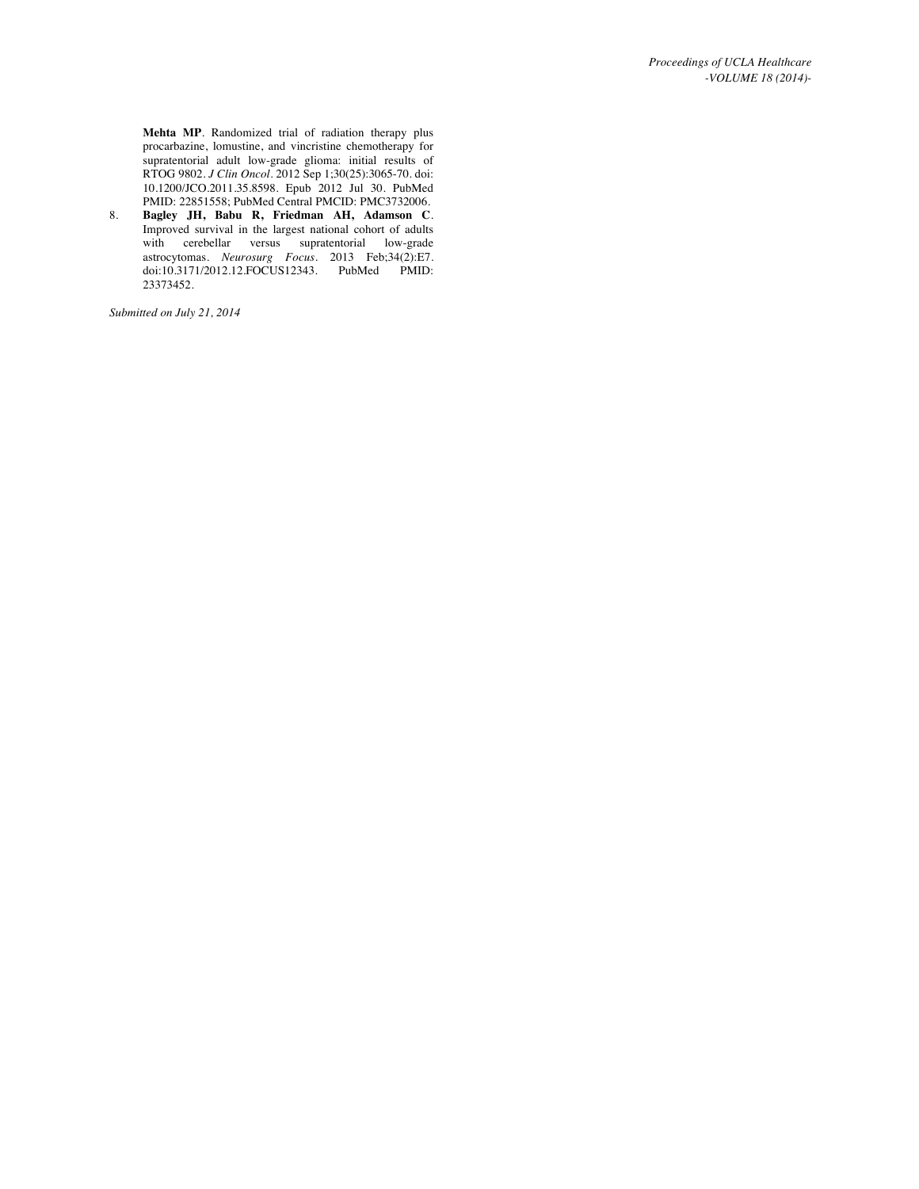**Mehta MP**. Randomized trial of radiation therapy plus procarbazine, lomustine, and vincristine chemotherapy for supratentorial adult low-grade glioma: initial results of RTOG 9802. *J Clin Oncol*. 2012 Sep 1;30(25):3065-70. doi: 10.1200/JCO.2011.35.8598. Epub 2012 Jul 30. PubMed PMID: 22851558; PubMed Central PMCID: PMC3732006.

8. **Bagley JH, Babu R, Friedman AH, Adamson C**. Improved survival in the largest national cohort of adults with cerebellar versus supratentorial low-grade astrocytomas. *Neurosurg Focus*. 2013 Feb;34(2):E7. doi:10.3171/2012.12.FOCUS12343. PubMed PMID: 23373452.

*Submitted on July 21, 2014*